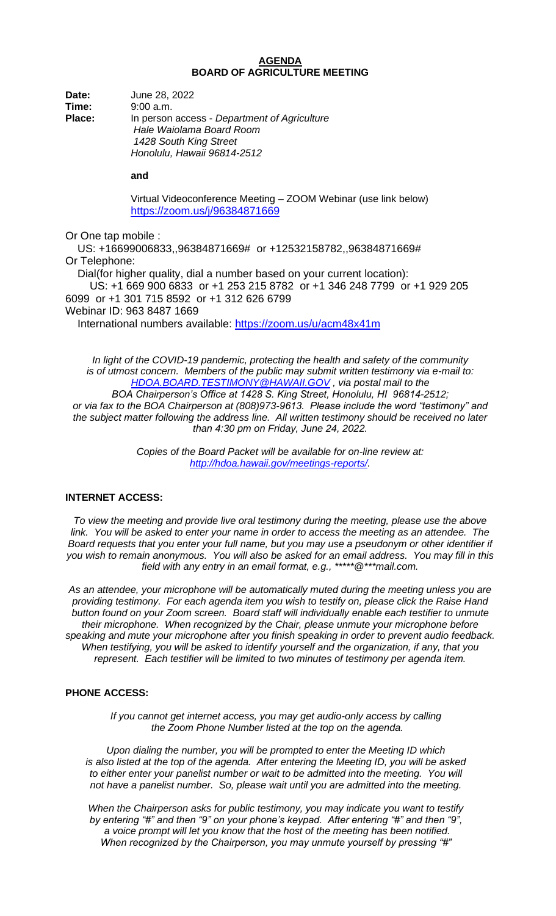# AGENDA
## BOARD OF AGRICULTURE MEETING

**Date:** June 28, 2022
**Time:** 9:00 a.m.
**Place:** In person access - *Department of Agriculture*
*Hale Waiolama Board Room*
*1428 South King Street*
*Honolulu, Hawaii 96814-2512*

**and**

Virtual Videoconference Meeting – ZOOM Webinar (use link below)
https://zoom.us/j/96384871669

Or One tap mobile :
US: +16699006833,,96384871669# or +12532158782,,96384871669#
Or Telephone:
Dial(for higher quality, dial a number based on your current location):
US: +1 669 900 6833 or +1 253 215 8782 or +1 346 248 7799 or +1 929 205 6099 or +1 301 715 8592 or +1 312 626 6799
Webinar ID: 963 8487 1669
International numbers available: https://zoom.us/u/acm48x41m

*In light of the COVID-19 pandemic, protecting the health and safety of the community is of utmost concern. Members of the public may submit written testimony via e-mail to: HDOA.BOARD.TESTIMONY@HAWAII.GOV , via postal mail to the BOA Chairperson's Office at 1428 S. King Street, Honolulu, HI 96814-2512; or via fax to the BOA Chairperson at (808)973-9613. Please include the word "testimony" and the subject matter following the address line. All written testimony should be received no later than 4:30 pm on Friday, June 24, 2022.*

*Copies of the Board Packet will be available for on-line review at: http://hdoa.hawaii.gov/meetings-reports/.*

**INTERNET ACCESS:**

*To view the meeting and provide live oral testimony during the meeting, please use the above link. You will be asked to enter your name in order to access the meeting as an attendee. The Board requests that you enter your full name, but you may use a pseudonym or other identifier if you wish to remain anonymous. You will also be asked for an email address. You may fill in this field with any entry in an email format, e.g., *****@***mail.com.*

*As an attendee, your microphone will be automatically muted during the meeting unless you are providing testimony. For each agenda item you wish to testify on, please click the Raise Hand button found on your Zoom screen. Board staff will individually enable each testifier to unmute their microphone. When recognized by the Chair, please unmute your microphone before speaking and mute your microphone after you finish speaking in order to prevent audio feedback. When testifying, you will be asked to identify yourself and the organization, if any, that you represent. Each testifier will be limited to two minutes of testimony per agenda item.*

**PHONE ACCESS:**

*If you cannot get internet access, you may get audio-only access by calling the Zoom Phone Number listed at the top on the agenda.*

*Upon dialing the number, you will be prompted to enter the Meeting ID which is also listed at the top of the agenda. After entering the Meeting ID, you will be asked to either enter your panelist number or wait to be admitted into the meeting. You will not have a panelist number. So, please wait until you are admitted into the meeting.*

*When the Chairperson asks for public testimony, you may indicate you want to testify by entering "#" and then "9" on your phone's keypad. After entering "#" and then "9", a voice prompt will let you know that the host of the meeting has been notified. When recognized by the Chairperson, you may unmute yourself by pressing "#"*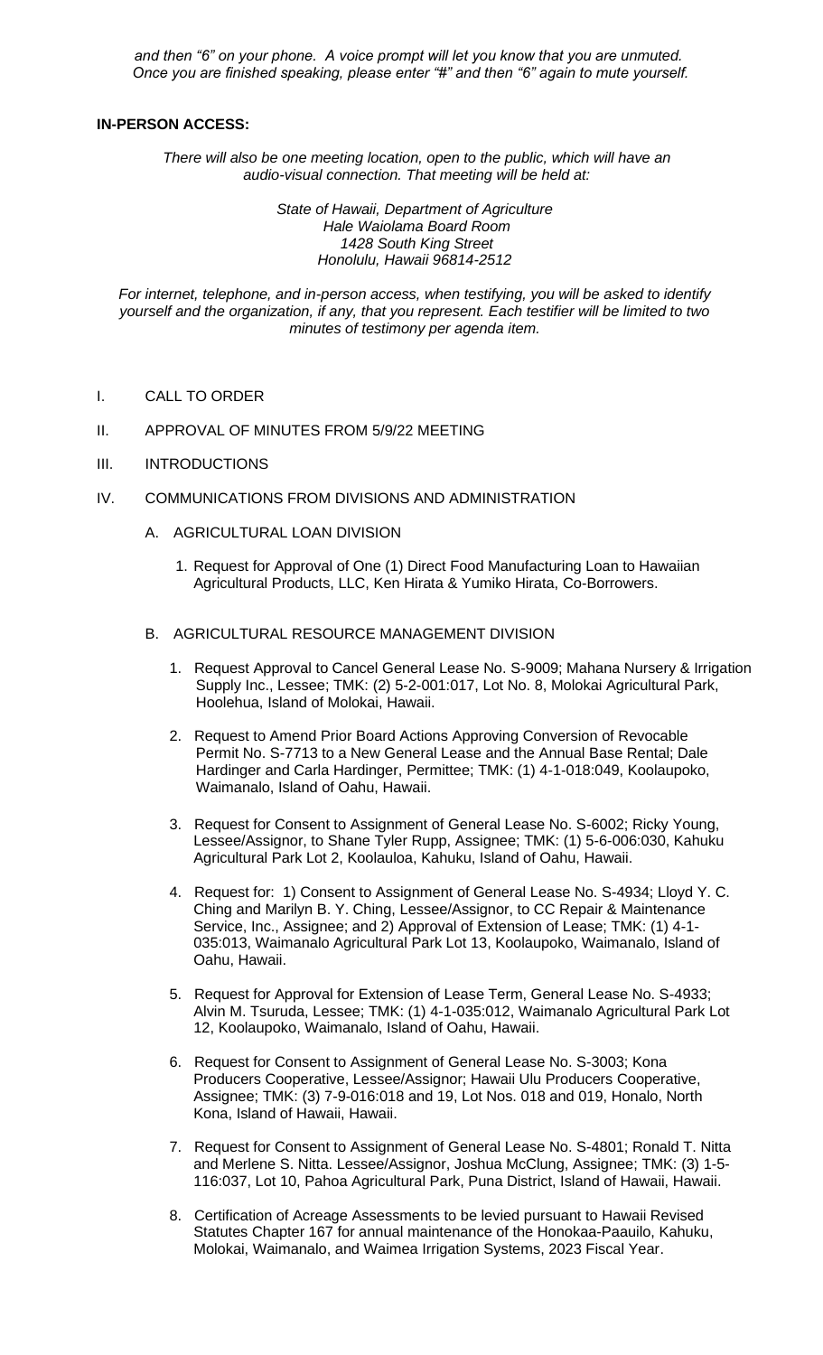*and then "6" on your phone. A voice prompt will let you know that you are unmuted. Once you are finished speaking, please enter "#" and then "6" again to mute yourself.*

**IN-PERSON ACCESS:**

*There will also be one meeting location, open to the public, which will have an audio-visual connection. That meeting will be held at:*

*State of Hawaii, Department of Agriculture*
*Hale Waiolama Board Room*
*1428 South King Street*
*Honolulu, Hawaii 96814-2512*

*For internet, telephone, and in-person access, when testifying, you will be asked to identify yourself and the organization, if any, that you represent. Each testifier will be limited to two minutes of testimony per agenda item.*

I. CALL TO ORDER

II. APPROVAL OF MINUTES FROM 5/9/22 MEETING

III. INTRODUCTIONS

IV. COMMUNICATIONS FROM DIVISIONS AND ADMINISTRATION

A. AGRICULTURAL LOAN DIVISION

1. Request for Approval of One (1) Direct Food Manufacturing Loan to Hawaiian Agricultural Products, LLC, Ken Hirata & Yumiko Hirata, Co-Borrowers.

B. AGRICULTURAL RESOURCE MANAGEMENT DIVISION

1. Request Approval to Cancel General Lease No. S-9009; Mahana Nursery & Irrigation Supply Inc., Lessee; TMK: (2) 5-2-001:017, Lot No. 8, Molokai Agricultural Park, Hoolehua, Island of Molokai, Hawaii.

2. Request to Amend Prior Board Actions Approving Conversion of Revocable Permit No. S-7713 to a New General Lease and the Annual Base Rental; Dale Hardinger and Carla Hardinger, Permittee; TMK: (1) 4-1-018:049, Koolaupoko, Waimanalo, Island of Oahu, Hawaii.

3. Request for Consent to Assignment of General Lease No. S-6002; Ricky Young, Lessee/Assignor, to Shane Tyler Rupp, Assignee; TMK: (1) 5-6-006:030, Kahuku Agricultural Park Lot 2, Koolauloa, Kahuku, Island of Oahu, Hawaii.

4. Request for: 1) Consent to Assignment of General Lease No. S-4934; Lloyd Y. C. Ching and Marilyn B. Y. Ching, Lessee/Assignor, to CC Repair & Maintenance Service, Inc., Assignee; and 2) Approval of Extension of Lease; TMK: (1) 4-1-035:013, Waimanalo Agricultural Park Lot 13, Koolaupoko, Waimanalo, Island of Oahu, Hawaii.

5. Request for Approval for Extension of Lease Term, General Lease No. S-4933; Alvin M. Tsuruda, Lessee; TMK: (1) 4-1-035:012, Waimanalo Agricultural Park Lot 12, Koolaupoko, Waimanalo, Island of Oahu, Hawaii.

6. Request for Consent to Assignment of General Lease No. S-3003; Kona Producers Cooperative, Lessee/Assignor; Hawaii Ulu Producers Cooperative, Assignee; TMK: (3) 7-9-016:018 and 19, Lot Nos. 018 and 019, Honalo, North Kona, Island of Hawaii, Hawaii.

7. Request for Consent to Assignment of General Lease No. S-4801; Ronald T. Nitta and Merlene S. Nitta. Lessee/Assignor, Joshua McClung, Assignee; TMK: (3) 1-5-116:037, Lot 10, Pahoa Agricultural Park, Puna District, Island of Hawaii, Hawaii.

8. Certification of Acreage Assessments to be levied pursuant to Hawaii Revised Statutes Chapter 167 for annual maintenance of the Honokaa-Paauilo, Kahuku, Molokai, Waimanalo, and Waimea Irrigation Systems, 2023 Fiscal Year.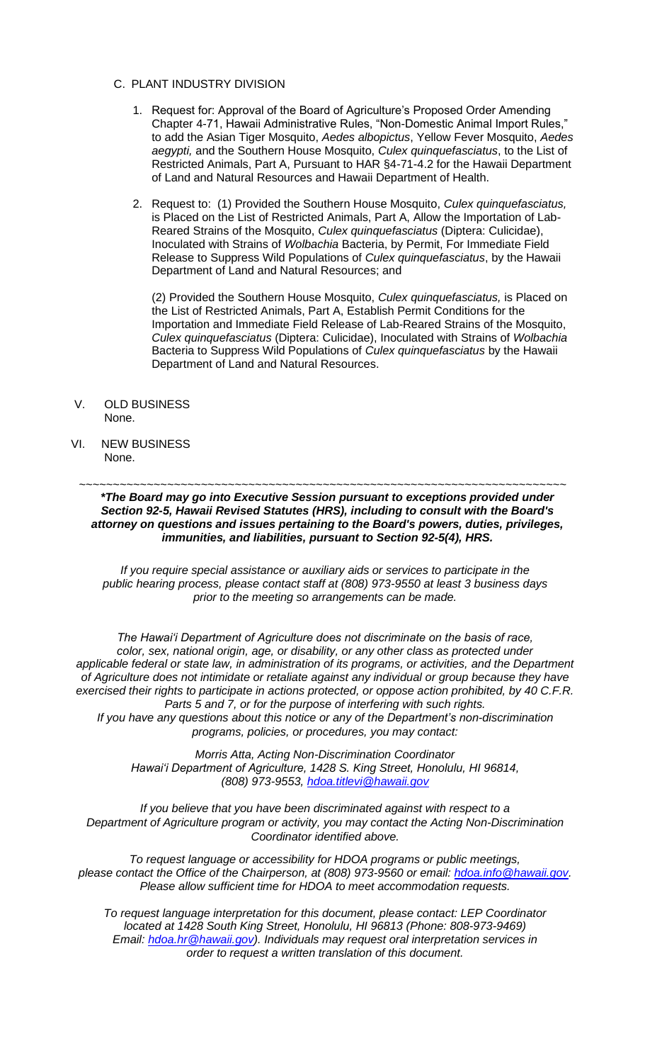C. PLANT INDUSTRY DIVISION

1. Request for: Approval of the Board of Agriculture's Proposed Order Amending Chapter 4-71, Hawaii Administrative Rules, "Non-Domestic Animal Import Rules," to add the Asian Tiger Mosquito, *Aedes albopictus*, Yellow Fever Mosquito, *Aedes aegypti,* and the Southern House Mosquito, *Culex quinquefasciatus*, to the List of Restricted Animals, Part A, Pursuant to HAR §4-71-4.2 for the Hawaii Department of Land and Natural Resources and Hawaii Department of Health.

2. Request to: (1) Provided the Southern House Mosquito, *Culex quinquefasciatus,* is Placed on the List of Restricted Animals, Part A, Allow the Importation of Lab-Reared Strains of the Mosquito, *Culex quinquefasciatus* (Diptera: Culicidae), Inoculated with Strains of *Wolbachia* Bacteria, by Permit, For Immediate Field Release to Suppress Wild Populations of *Culex quinquefasciatus*, by the Hawaii Department of Land and Natural Resources; and

   (2) Provided the Southern House Mosquito, *Culex quinquefasciatus,* is Placed on the List of Restricted Animals, Part A, Establish Permit Conditions for the Importation and Immediate Field Release of Lab-Reared Strains of the Mosquito, *Culex quinquefasciatus* (Diptera: Culicidae), Inoculated with Strains of *Wolbachia* Bacteria to Suppress Wild Populations of *Culex quinquefasciatus* by the Hawaii Department of Land and Natural Resources.

V. OLD BUSINESS
None.

VI. NEW BUSINESS
None.

~~~~~~~~~~~~~~~~~~~~~~~~~~~~~~~~~~~~~~~~~~~~~~~~~~~~~~~~~~~~~~~~~~~~~~~~~~~~

***\*The Board may go into Executive Session pursuant to exceptions provided under Section 92-5, Hawaii Revised Statutes (HRS), including to consult with the Board's attorney on questions and issues pertaining to the Board's powers, duties, privileges, immunities, and liabilities, pursuant to Section 92-5(4), HRS.***

*If you require special assistance or auxiliary aids or services to participate in the public hearing process, please contact staff at (808) 973-9550 at least 3 business days prior to the meeting so arrangements can be made.*

*The Hawaiʻi Department of Agriculture does not discriminate on the basis of race, color, sex, national origin, age, or disability, or any other class as protected under applicable federal or state law, in administration of its programs, or activities, and the Department of Agriculture does not intimidate or retaliate against any individual or group because they have exercised their rights to participate in actions protected, or oppose action prohibited, by 40 C.F.R. Parts 5 and 7, or for the purpose of interfering with such rights.*
*If you have any questions about this notice or any of the Department's non-discrimination programs, policies, or procedures, you may contact:*

*Morris Atta, Acting Non-Discrimination Coordinator*
*Hawaiʻi Department of Agriculture, 1428 S. King Street, Honolulu, HI 96814,*
*(808) 973-9553, hdoa.titlevi@hawaii.gov*

*If you believe that you have been discriminated against with respect to a Department of Agriculture program or activity, you may contact the Acting Non-Discrimination Coordinator identified above.*

*To request language or accessibility for HDOA programs or public meetings, please contact the Office of the Chairperson, at (808) 973-9560 or email: hdoa.info@hawaii.gov. Please allow sufficient time for HDOA to meet accommodation requests.*

*To request language interpretation for this document, please contact: LEP Coordinator located at 1428 South King Street, Honolulu, HI 96813 (Phone: 808-973-9469) Email: hdoa.hr@hawaii.gov). Individuals may request oral interpretation services in order to request a written translation of this document.*